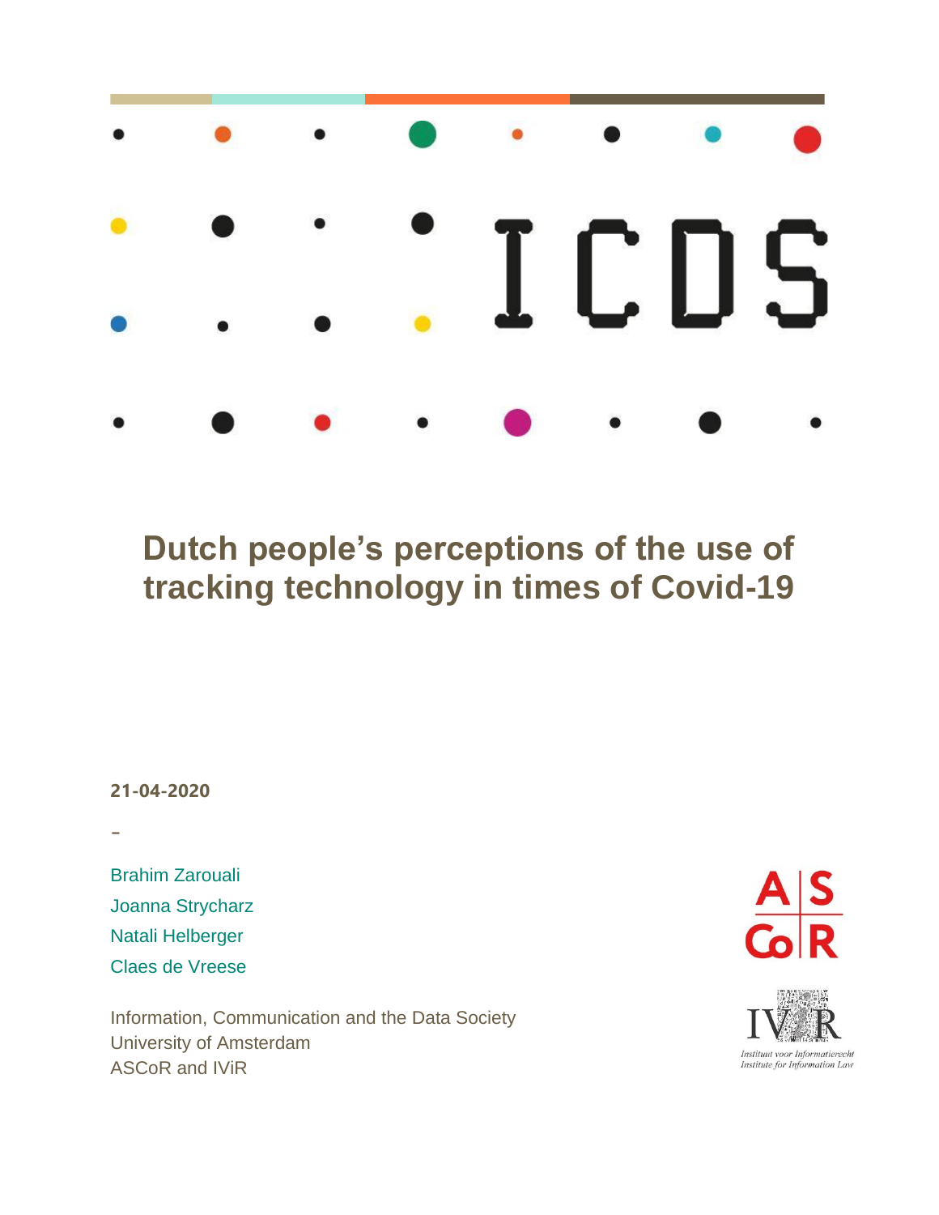ICDS

# Dutch people's perceptions of the use of tracking technology in times of Covid-19

**21-04-2020**

-

Brahim Zarouali
Joanna Strycharz
Natali Helberger
Claes de Vreese

Information, Communication and the Data Society
University of Amsterdam
ASCoR and IViR

ASCoR

IViR
*Instituut voor Informatierecht*
*Institute for Information Law*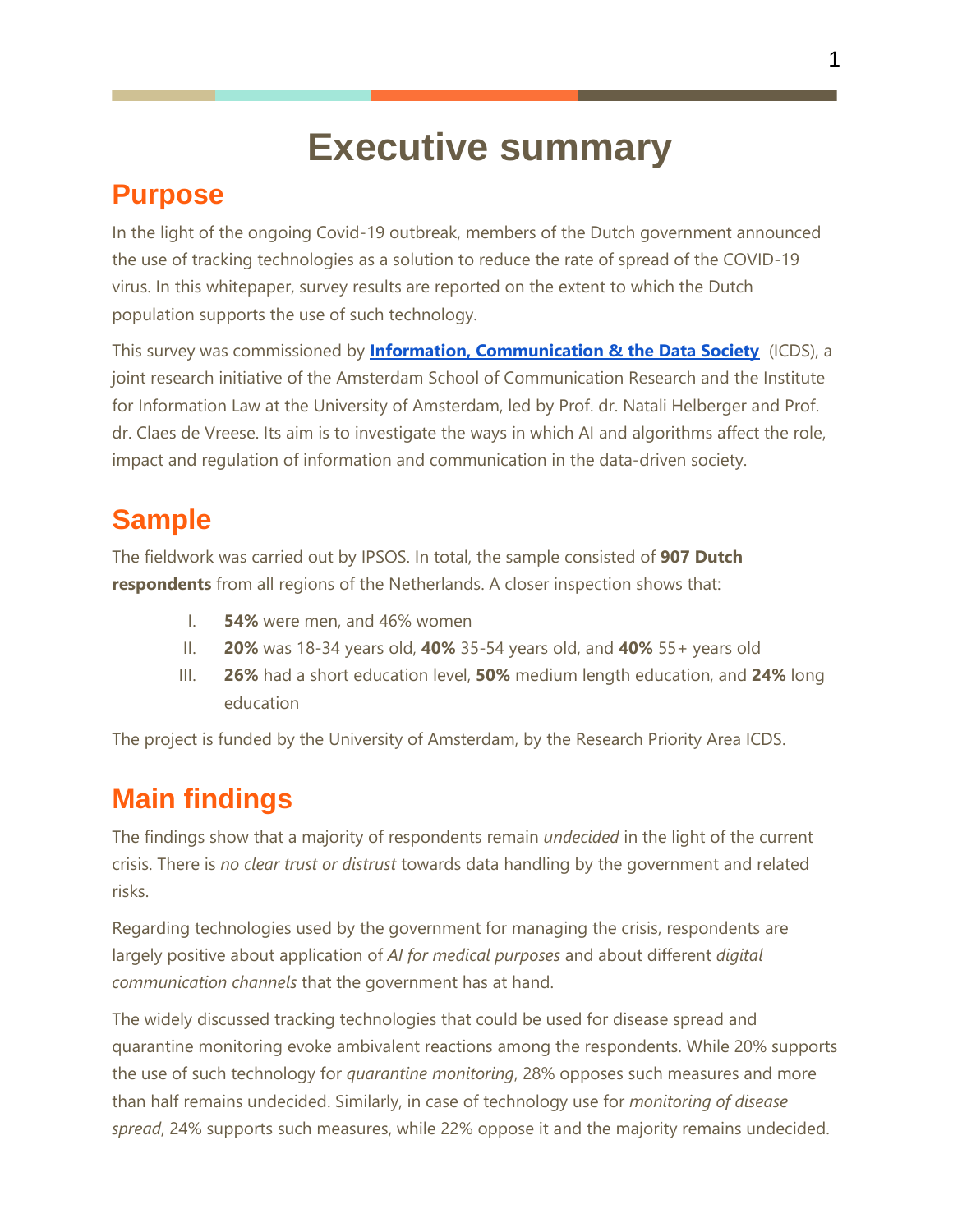# Executive summary

## Purpose

In the light of the ongoing Covid-19 outbreak, members of the Dutch government announced the use of tracking technologies as a solution to reduce the rate of spread of the COVID-19 virus. In this whitepaper, survey results are reported on the extent to which the Dutch population supports the use of such technology.

This survey was commissioned by **Information, Communication & the Data Society** (ICDS), a joint research initiative of the Amsterdam School of Communication Research and the Institute for Information Law at the University of Amsterdam, led by Prof. dr. Natali Helberger and Prof. dr. Claes de Vreese. Its aim is to investigate the ways in which AI and algorithms affect the role, impact and regulation of information and communication in the data-driven society.

## Sample

The fieldwork was carried out by IPSOS. In total, the sample consisted of **907 Dutch respondents** from all regions of the Netherlands. A closer inspection shows that:

I. **54%** were men, and 46% women
II. **20%** was 18-34 years old, **40%** 35-54 years old, and **40%** 55+ years old
III. **26%** had a short education level, **50%** medium length education, and **24%** long education

The project is funded by the University of Amsterdam, by the Research Priority Area ICDS.

## Main findings

The findings show that a majority of respondents remain *undecided* in the light of the current crisis. There is *no clear trust or distrust* towards data handling by the government and related risks.

Regarding technologies used by the government for managing the crisis, respondents are largely positive about application of *AI for medical purposes* and about different *digital communication channels* that the government has at hand.

The widely discussed tracking technologies that could be used for disease spread and quarantine monitoring evoke ambivalent reactions among the respondents. While 20% supports the use of such technology for *quarantine monitoring*, 28% opposes such measures and more than half remains undecided. Similarly, in case of technology use for *monitoring of disease spread*, 24% supports such measures, while 22% oppose it and the majority remains undecided.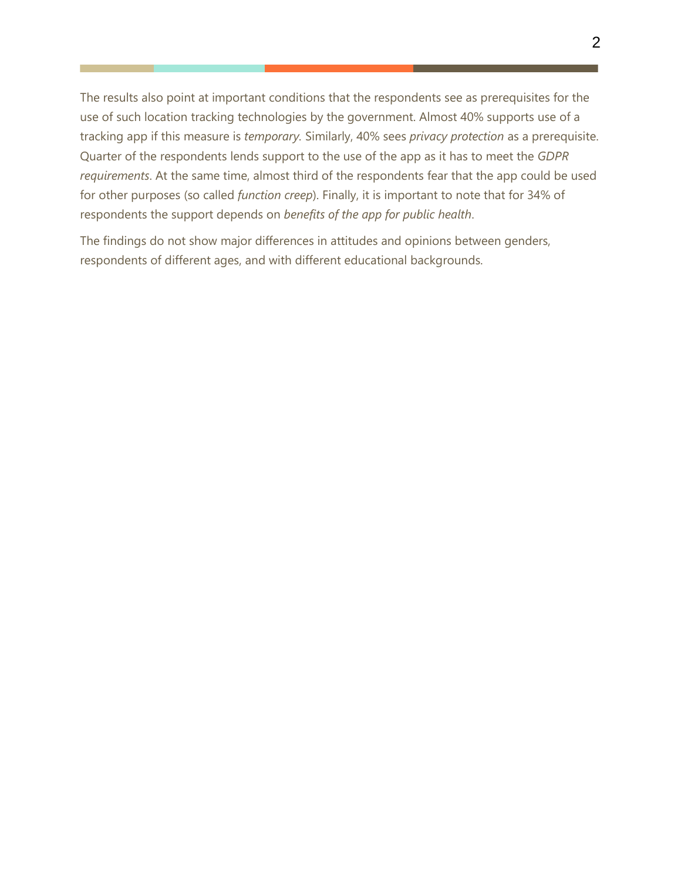The results also point at important conditions that the respondents see as prerequisites for the use of such location tracking technologies by the government. Almost 40% supports use of a tracking app if this measure is *temporary*. Similarly, 40% sees *privacy protection* as a prerequisite. Quarter of the respondents lends support to the use of the app as it has to meet the *GDPR requirements*. At the same time, almost third of the respondents fear that the app could be used for other purposes (so called *function creep*). Finally, it is important to note that for 34% of respondents the support depends on *benefits of the app for public health*.

The findings do not show major differences in attitudes and opinions between genders, respondents of different ages, and with different educational backgrounds.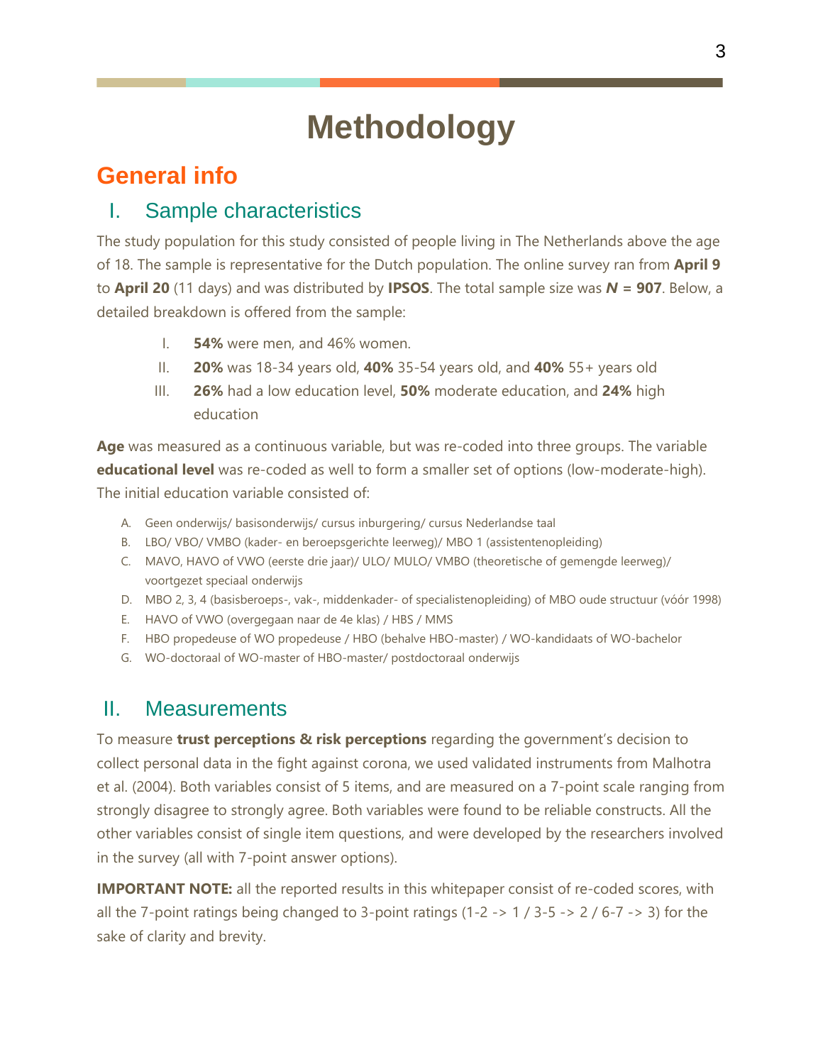# Methodology

## General info

### I. Sample characteristics

The study population for this study consisted of people living in The Netherlands above the age of 18. The sample is representative for the Dutch population. The online survey ran from **April 9** to **April 20** (11 days) and was distributed by **IPSOS**. The total sample size was ***N* = 907**. Below, a detailed breakdown is offered from the sample:

I. **54%** were men, and 46% women.
II. **20%** was 18-34 years old, **40%** 35-54 years old, and **40%** 55+ years old
III. **26%** had a low education level, **50%** moderate education, and **24%** high education

**Age** was measured as a continuous variable, but was re-coded into three groups. The variable **educational level** was re-coded as well to form a smaller set of options (low-moderate-high). The initial education variable consisted of:

A. Geen onderwijs/ basisonderwijs/ cursus inburgering/ cursus Nederlandse taal
B. LBO/ VBO/ VMBO (kader- en beroepsgerichte leerweg)/ MBO 1 (assistentenopleiding)
C. MAVO, HAVO of VWO (eerste drie jaar)/ ULO/ MULO/ VMBO (theoretische of gemengde leerweg)/ voortgezet speciaal onderwijs
D. MBO 2, 3, 4 (basisberoeps-, vak-, middenkader- of specialistenopleiding) of MBO oude structuur (vóór 1998)
E. HAVO of VWO (overgegaan naar de 4e klas) / HBS / MMS
F. HBO propedeuse of WO propedeuse / HBO (behalve HBO-master) / WO-kandidaats of WO-bachelor
G. WO-doctoraal of WO-master of HBO-master/ postdoctoraal onderwijs

### II. Measurements

To measure **trust perceptions & risk perceptions** regarding the government's decision to collect personal data in the fight against corona, we used validated instruments from Malhotra et al. (2004). Both variables consist of 5 items, and are measured on a 7-point scale ranging from strongly disagree to strongly agree. Both variables were found to be reliable constructs. All the other variables consist of single item questions, and were developed by the researchers involved in the survey (all with 7-point answer options).

**IMPORTANT NOTE:** all the reported results in this whitepaper consist of re-coded scores, with all the 7-point ratings being changed to 3-point ratings (1-2 -> 1 / 3-5 -> 2 / 6-7 -> 3) for the sake of clarity and brevity.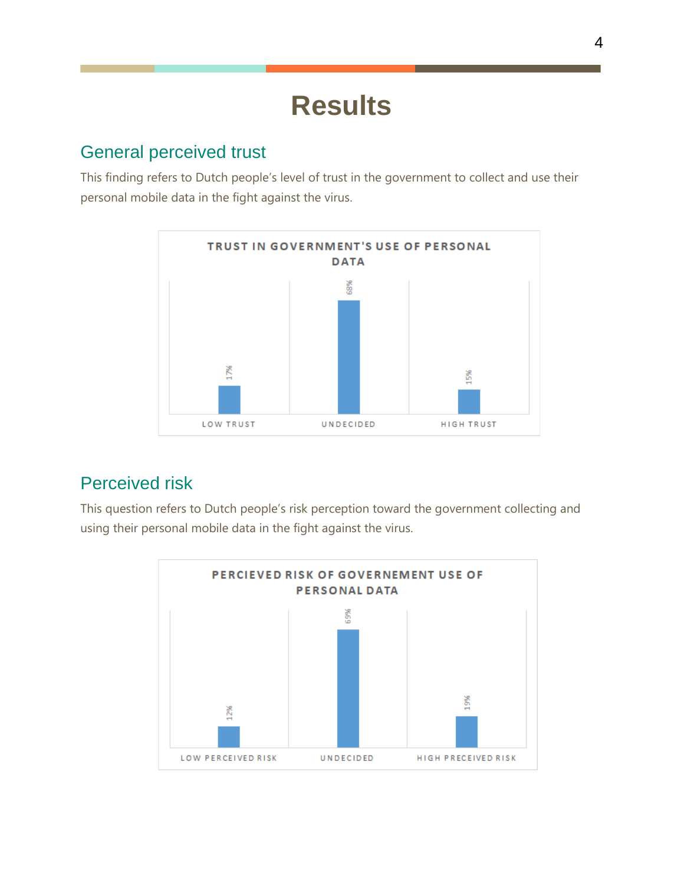# Results

## General perceived trust

This finding refers to Dutch people's level of trust in the government to collect and use their personal mobile data in the fight against the virus.

**TRUST IN GOVERNMENT'S USE OF PERSONAL DATA**

| Category | Percentage |
|---|---|
| LOW TRUST | 17% |
| UNDECIDED | 68% |
| HIGH TRUST | 15% |

## Perceived risk

This question refers to Dutch people's risk perception toward the government collecting and using their personal mobile data in the fight against the virus.

**PERCIEVED RISK OF GOVERNEMENT USE OF PERSONAL DATA**

| Category | Percentage |
|---|---|
| LOW PERCEIVED RISK | 12% |
| UNDECIDED | 69% |
| HIGH PRECEIVED RISK | 19% |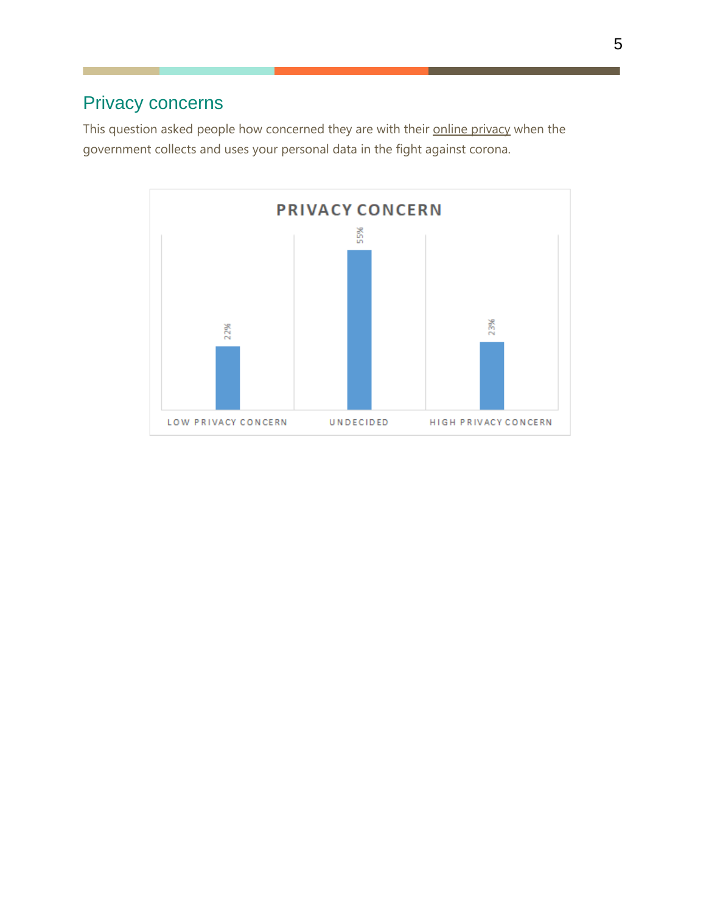## Privacy concerns

This question asked people how concerned they are with their online privacy when the government collects and uses your personal data in the fight against corona.

**PRIVACY CONCERN**

| LOW PRIVACY CONCERN | UNDECIDED | HIGH PRIVACY CONCERN |
| --- | --- | --- |
| 22% | 55% | 23% |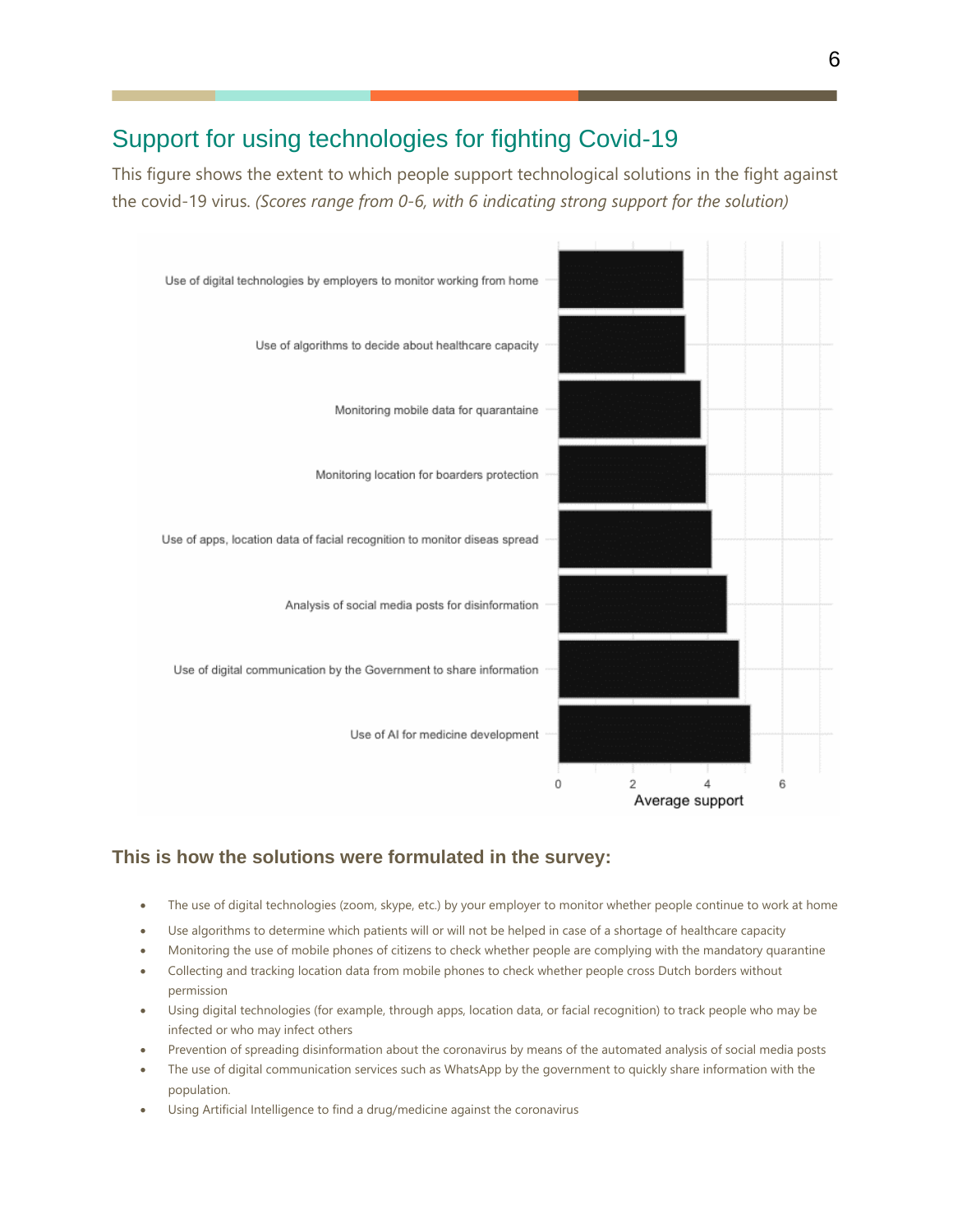## Support for using technologies for fighting Covid-19

This figure shows the extent to which people support technological solutions in the fight against the covid-19 virus. *(Scores range from 0-6, with 6 indicating strong support for the solution)*

Use of digital technologies by employers to monitor working from home

Use of algorithms to decide about healthcare capacity

Monitoring mobile data for quarantaine

Monitoring location for boarders protection

Use of apps, location data of facial recognition to monitor diseas spread

Analysis of social media posts for disinformation

Use of digital communication by the Government to share information

Use of AI for medicine development

0 2 4 6

Average support

### This is how the solutions were formulated in the survey:

- The use of digital technologies (zoom, skype, etc.) by your employer to monitor whether people continue to work at home
- Use algorithms to determine which patients will or will not be helped in case of a shortage of healthcare capacity
- Monitoring the use of mobile phones of citizens to check whether people are complying with the mandatory quarantine
- Collecting and tracking location data from mobile phones to check whether people cross Dutch borders without permission
- Using digital technologies (for example, through apps, location data, or facial recognition) to track people who may be infected or who may infect others
- Prevention of spreading disinformation about the coronavirus by means of the automated analysis of social media posts
- The use of digital communication services such as WhatsApp by the government to quickly share information with the population.
- Using Artificial Intelligence to find a drug/medicine against the coronavirus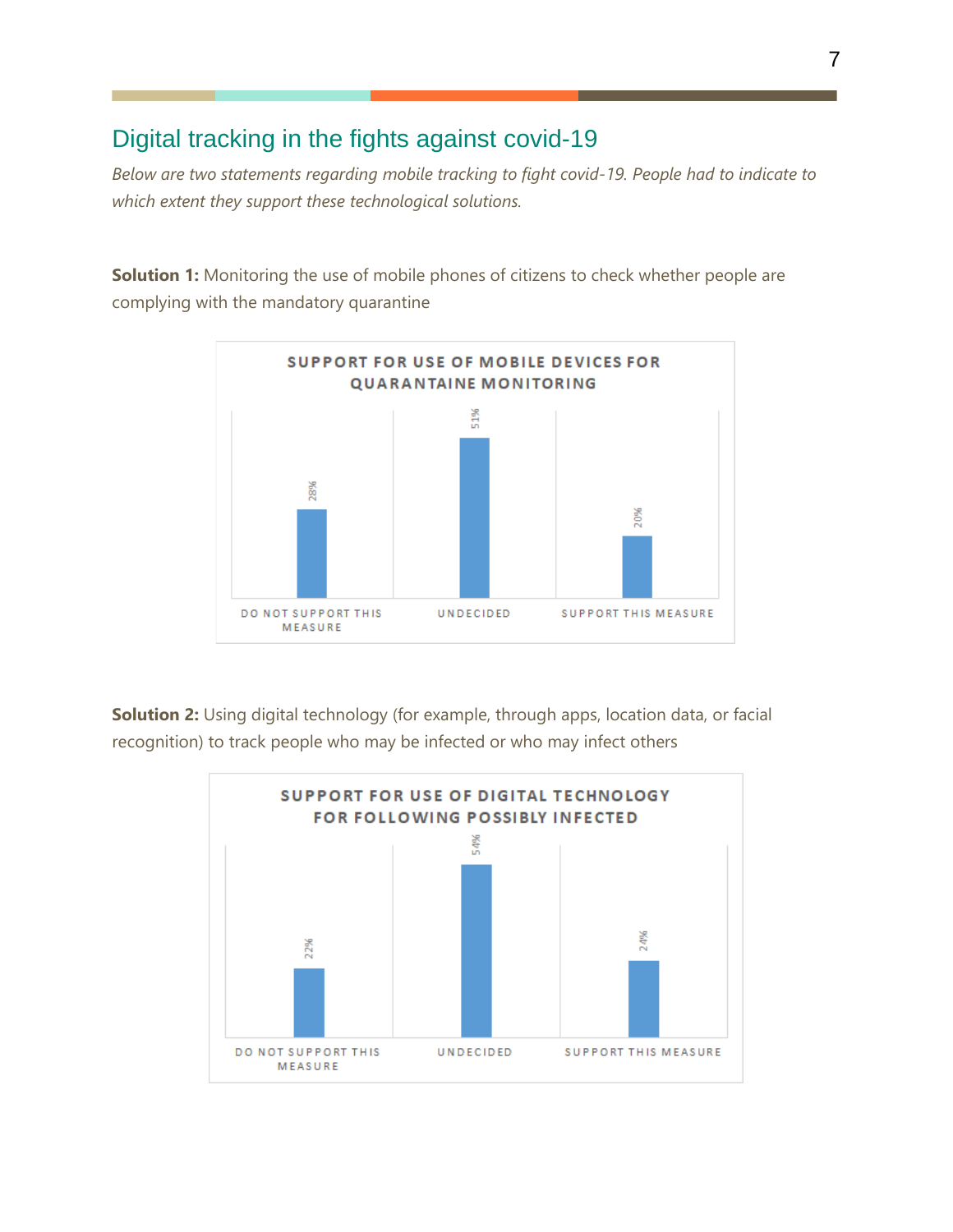## Digital tracking in the fights against covid-19

*Below are two statements regarding mobile tracking to fight covid-19. People had to indicate to which extent they support these technological solutions.*

**Solution 1:** Monitoring the use of mobile phones of citizens to check whether people are complying with the mandatory quarantine

**SUPPORT FOR USE OF MOBILE DEVICES FOR QUARANTAINE MONITORING**

| DO NOT SUPPORT THIS MEASURE | UNDECIDED | SUPPORT THIS MEASURE |
|---|---|---|
| 28% | 51% | 20% |

**Solution 2:** Using digital technology (for example, through apps, location data, or facial recognition) to track people who may be infected or who may infect others

**SUPPORT FOR USE OF DIGITAL TECHNOLOGY FOR FOLLOWING POSSIBLY INFECTED**

| DO NOT SUPPORT THIS MEASURE | UNDECIDED | SUPPORT THIS MEASURE |
|---|---|---|
| 22% | 54% | 24% |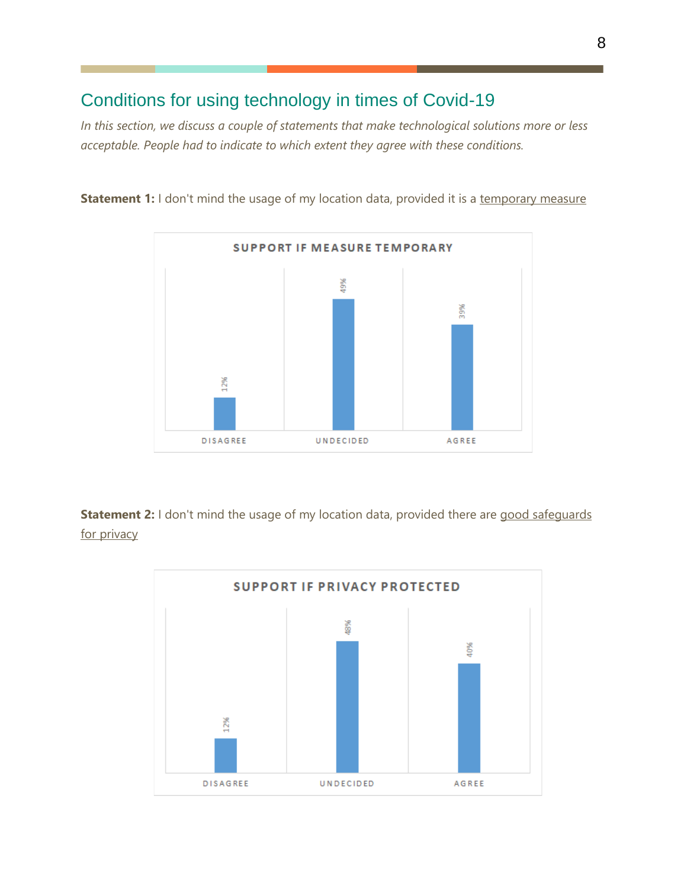## Conditions for using technology in times of Covid-19

*In this section, we discuss a couple of statements that make technological solutions more or less acceptable. People had to indicate to which extent they agree with these conditions.*

**Statement 1:** I don't mind the usage of my location data, provided it is a temporary measure

**SUPPORT IF MEASURE TEMPORARY**

| DISAGREE | UNDECIDED | AGREE |
| --- | --- | --- |
| 12% | 49% | 39% |

**Statement 2:** I don't mind the usage of my location data, provided there are good safeguards for privacy

**SUPPORT IF PRIVACY PROTECTED**

| DISAGREE | UNDECIDED | AGREE |
| --- | --- | --- |
| 12% | 48% | 40% |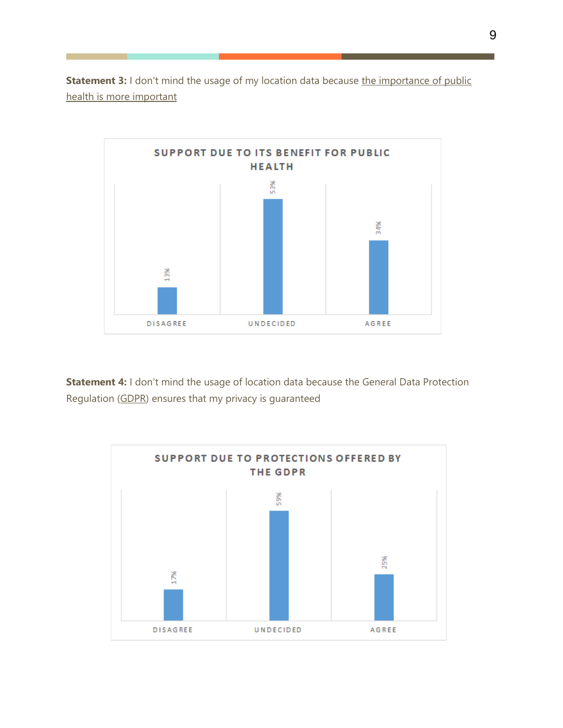**Statement 3:** I don't mind the usage of my location data because the importance of public health is more important

SUPPORT DUE TO ITS BENEFIT FOR PUBLIC HEALTH

13%

53%

34%

DISAGREE

UNDECIDED

AGREE

**Statement 4:** I don't mind the usage of location data because the General Data Protection Regulation (GDPR) ensures that my privacy is guaranteed

SUPPORT DUE TO PROTECTIONS OFFERED BY THE GDPR

17%

59%

25%

DISAGREE

UNDECIDED

AGREE